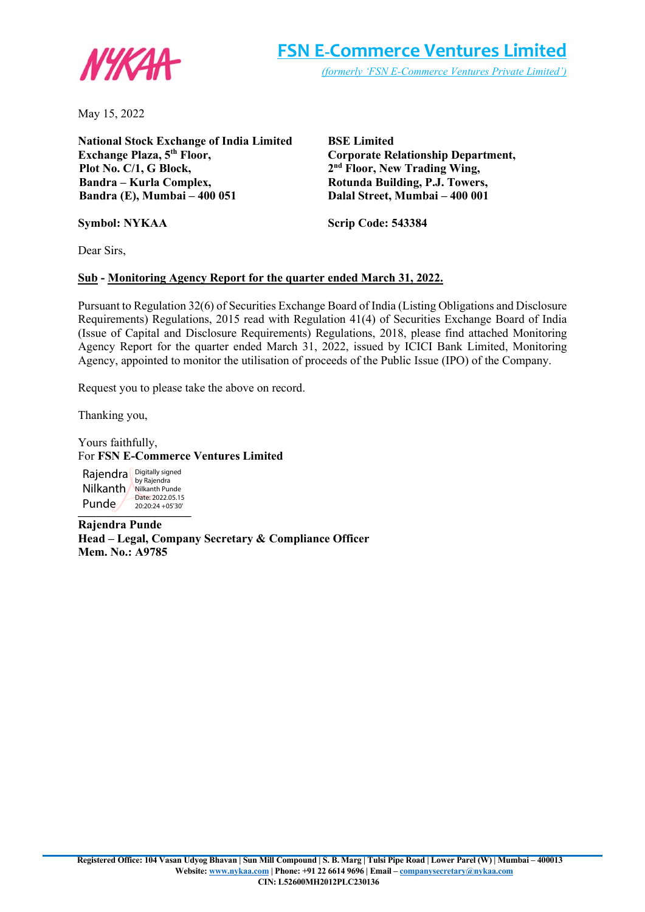NYKAA

**FSN E-Commerce Ventures Limited**

*(formerly 'FSN E-Commerce Ventures Private Limited')*

May 15, 2022

**National Stock Exchange of India Limited**
**Exchange Plaza, 5th Floor,**
**Plot No. C/1, G Block,**
**Bandra – Kurla Complex,**
**Bandra (E), Mumbai – 400 051**

**Symbol: NYKAA**

**BSE Limited**
**Corporate Relationship Department,**
**2nd Floor, New Trading Wing,**
**Rotunda Building, P.J. Towers,**
**Dalal Street, Mumbai – 400 001**

**Scrip Code: 543384**

Dear Sirs,

**Sub - Monitoring Agency Report for the quarter ended March 31, 2022.**

Pursuant to Regulation 32(6) of Securities Exchange Board of India (Listing Obligations and Disclosure Requirements) Regulations, 2015 read with Regulation 41(4) of Securities Exchange Board of India (Issue of Capital and Disclosure Requirements) Regulations, 2018, please find attached Monitoring Agency Report for the quarter ended March 31, 2022, issued by ICICI Bank Limited, Monitoring Agency, appointed to monitor the utilisation of proceeds of the Public Issue (IPO) of the Company.

Request you to please take the above on record.

Thanking you,

Yours faithfully,
For **FSN E-Commerce Ventures Limited**

Rajendra Nilkanth Punde — Digitally signed by Rajendra Nilkanth Punde Date: 2022.05.15 20:20:24 +05'30'

**Rajendra Punde**
**Head – Legal, Company Secretary & Compliance Officer**
**Mem. No.: A9785**

**Registered Office: 104 Vasan Udyog Bhavan | Sun Mill Compound | S. B. Marg | Tulsi Pipe Road | Lower Parel (W) | Mumbai – 400013**
**Website: www.nykaa.com | Phone: +91 22 6614 9696 | Email – companysecretary@nykaa.com**
**CIN: L52600MH2012PLC230136**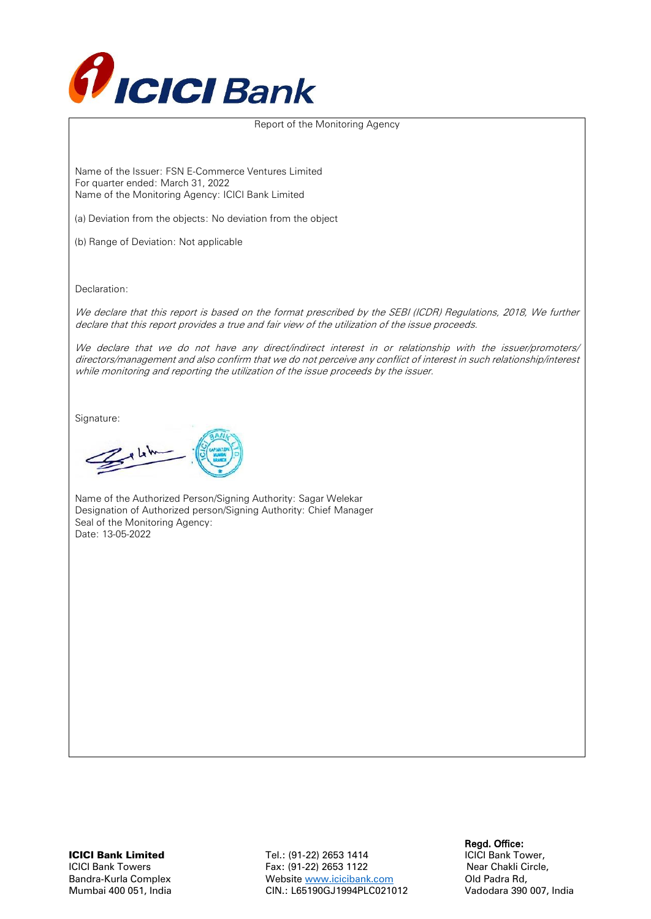# ICICI Bank

Report of the Monitoring Agency

Name of the Issuer: FSN E-Commerce Ventures Limited
For quarter ended: March 31, 2022
Name of the Monitoring Agency: ICICI Bank Limited

(a) Deviation from the objects: No deviation from the object

(b) Range of Deviation: Not applicable

Declaration:

*We declare that this report is based on the format prescribed by the SEBI (ICDR) Regulations, 2018, We further declare that this report provides a true and fair view of the utilization of the issue proceeds.*

*We declare that we do not have any direct/indirect interest in or relationship with the issuer/promoters/ directors/management and also confirm that we do not perceive any conflict of interest in such relationship/interest while monitoring and reporting the utilization of the issue proceeds by the issuer.*

Signature:

Name of the Authorized Person/Signing Authority: Sagar Welekar
Designation of Authorized person/Signing Authority: Chief Manager
Seal of the Monitoring Agency:
Date: 13-05-2022

**ICICI Bank Limited**
ICICI Bank Towers
Bandra-Kurla Complex
Mumbai 400 051, India

Tel.: (91-22) 2653 1414
Fax: (91-22) 2653 1122
Website www.icicibank.com
CIN.: L65190GJ1994PLC021012

**Regd. Office:**
ICICI Bank Tower,
Near Chakli Circle,
Old Padra Rd,
Vadodara 390 007, India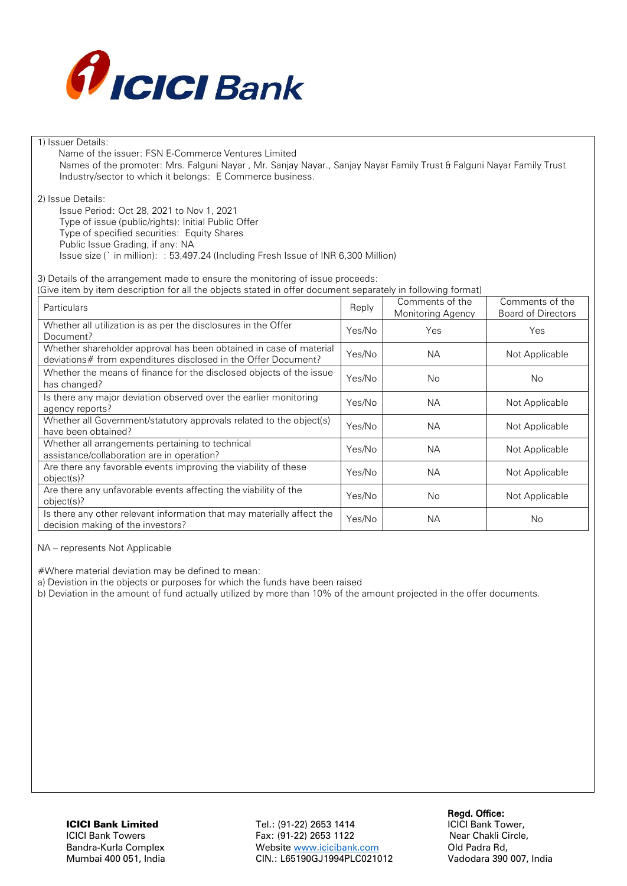1) Issuer Details:

Name of the issuer: FSN E-Commerce Ventures Limited

Names of the promoter: Mrs. Falguni Nayar , Mr. Sanjay Nayar., Sanjay Nayar Family Trust & Falguni Nayar Family Trust

Industry/sector to which it belongs: E Commerce business.

2) Issue Details:

Issue Period: Oct 28, 2021 to Nov 1, 2021

Type of issue (public/rights): Initial Public Offer

Type of specified securities: Equity Shares

Public Issue Grading, if any: NA

Issue size (` in million): : 53,497.24 (Including Fresh Issue of INR 6,300 Million)

3) Details of the arrangement made to ensure the monitoring of issue proceeds:
(Give item by item description for all the objects stated in offer document separately in following format)

| Particulars | Reply | Comments of the Monitoring Agency | Comments of the Board of Directors |
|---|---|---|---|
| Whether all utilization is as per the disclosures in the Offer Document? | Yes/No | Yes | Yes |
| Whether shareholder approval has been obtained in case of material deviations# from expenditures disclosed in the Offer Document? | Yes/No | NA | Not Applicable |
| Whether the means of finance for the disclosed objects of the issue has changed? | Yes/No | No | No |
| Is there any major deviation observed over the earlier monitoring agency reports? | Yes/No | NA | Not Applicable |
| Whether all Government/statutory approvals related to the object(s) have been obtained? | Yes/No | NA | Not Applicable |
| Whether all arrangements pertaining to technical assistance/collaboration are in operation? | Yes/No | NA | Not Applicable |
| Are there any favorable events improving the viability of these object(s)? | Yes/No | NA | Not Applicable |
| Are there any unfavorable events affecting the viability of the object(s)? | Yes/No | No | Not Applicable |
| Is there any other relevant information that may materially affect the decision making of the investors? | Yes/No | NA | No |

NA – represents Not Applicable

#Where material deviation may be defined to mean:

a) Deviation in the objects or purposes for which the funds have been raised

b) Deviation in the amount of fund actually utilized by more than 10% of the amount projected in the offer documents.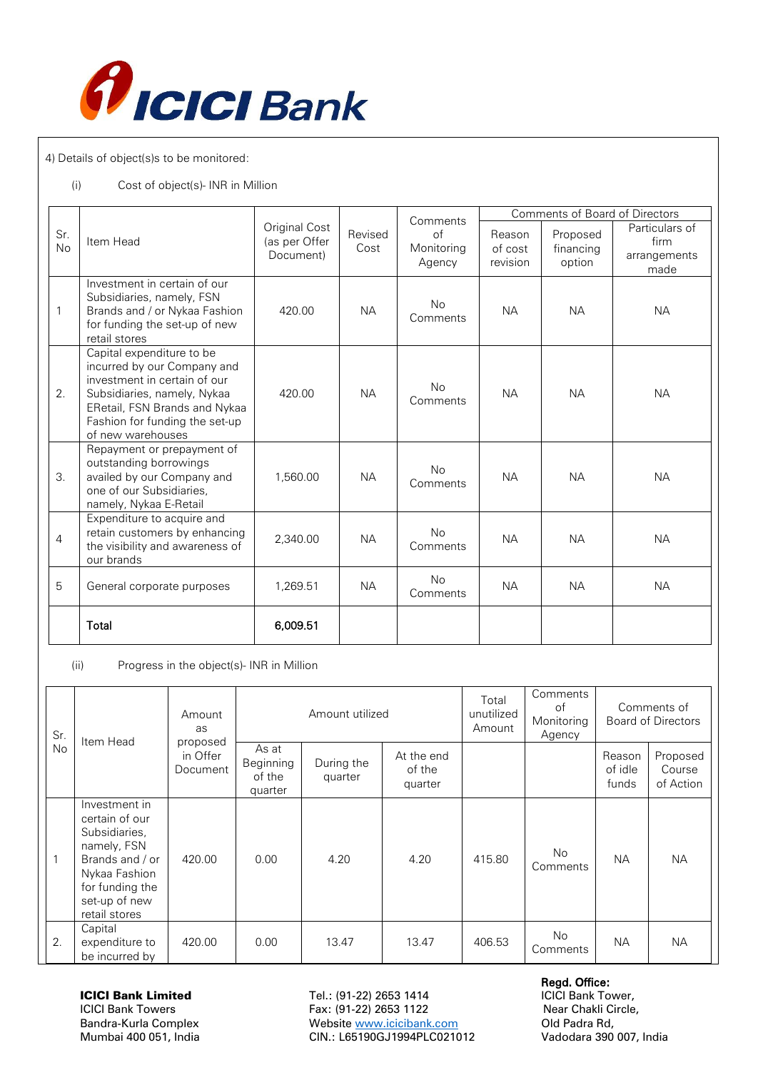4) Details of object(s)s to be monitored:

(i) Cost of object(s)- INR in Million

| Sr. No | Item Head | Original Cost (as per Offer Document) | Revised Cost | Comments of Monitoring Agency | Comments of Board of Directors | | |
|---|---|---|---|---|---|---|---|
| | | | | | Reason of cost revision | Proposed financing option | Particulars of firm arrangements made |
| 1 | Investment in certain of our Subsidiaries, namely, FSN Brands and / or Nykaa Fashion for funding the set-up of new retail stores | 420.00 | NA | No Comments | NA | NA | NA |
| 2. | Capital expenditure to be incurred by our Company and investment in certain of our Subsidiaries, namely, Nykaa ERetail, FSN Brands and Nykaa Fashion for funding the set-up of new warehouses | 420.00 | NA | No Comments | NA | NA | NA |
| 3. | Repayment or prepayment of outstanding borrowings availed by our Company and one of our Subsidiaries, namely, Nykaa E-Retail | 1,560.00 | NA | No Comments | NA | NA | NA |
| 4 | Expenditure to acquire and retain customers by enhancing the visibility and awareness of our brands | 2,340.00 | NA | No Comments | NA | NA | NA |
| 5 | General corporate purposes | 1,269.51 | NA | No Comments | NA | NA | NA |
| | **Total** | **6,009.51** | | | | | |

(ii) Progress in the object(s)- INR in Million

| Sr. No | Item Head | Amount as proposed in Offer Document | Amount utilized | | | Total unutilized Amount | Comments of Monitoring Agency | Comments of Board of Directors | |
|---|---|---|---|---|---|---|---|---|---|
| | | | As at Beginning of the quarter | During the quarter | At the end of the quarter | | | Reason of idle funds | Proposed Course of Action |
| 1 | Investment in certain of our Subsidiaries, namely, FSN Brands and / or Nykaa Fashion for funding the set-up of new retail stores | 420.00 | 0.00 | 4.20 | 4.20 | 415.80 | No Comments | NA | NA |
| 2. | Capital expenditure to be incurred by | 420.00 | 0.00 | 13.47 | 13.47 | 406.53 | No Comments | NA | NA |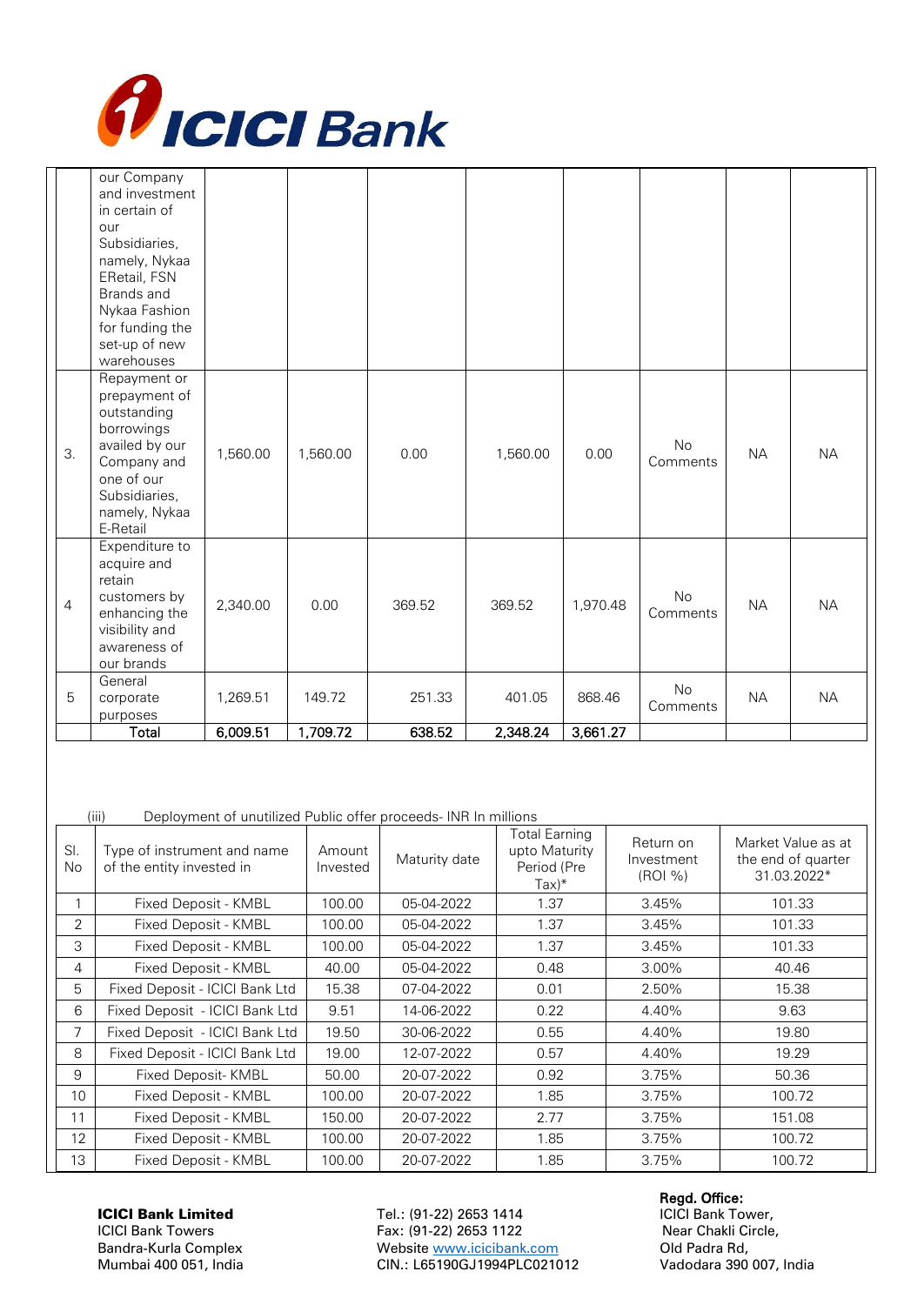|  |  |  |  |  |  |  |  |  |  |
|---|---|---|---|---|---|---|---|---|---|
|  | our Company and investment in certain of our Subsidiaries, namely, Nykaa ERetail, FSN Brands and Nykaa Fashion for funding the set-up of new warehouses |  |  |  |  |  |  |  |  |
| 3. | Repayment or prepayment of outstanding borrowings availed by our Company and one of our Subsidiaries, namely, Nykaa E-Retail | 1,560.00 | 1,560.00 | 0.00 | 1,560.00 | 0.00 | No Comments | NA | NA |
| 4 | Expenditure to acquire and retain customers by enhancing the visibility and awareness of our brands | 2,340.00 | 0.00 | 369.52 | 369.52 | 1,970.48 | No Comments | NA | NA |
| 5 | General corporate purposes | 1,269.51 | 149.72 | 251.33 | 401.05 | 868.46 | No Comments | NA | NA |
|  | **Total** | **6,009.51** | **1,709.72** | **638.52** | **2,348.24** | **3,661.27** |  |  |  |

(iii) Deployment of unutilized Public offer proceeds- INR In millions

| Sl. No | Type of instrument and name of the entity invested in | Amount Invested | Maturity date | Total Earning upto Maturity Period (Pre Tax)* | Return on Investment (ROI %) | Market Value as at the end of quarter 31.03.2022* |
|---|---|---|---|---|---|---|
| 1 | Fixed Deposit - KMBL | 100.00 | 05-04-2022 | 1.37 | 3.45% | 101.33 |
| 2 | Fixed Deposit - KMBL | 100.00 | 05-04-2022 | 1.37 | 3.45% | 101.33 |
| 3 | Fixed Deposit - KMBL | 100.00 | 05-04-2022 | 1.37 | 3.45% | 101.33 |
| 4 | Fixed Deposit - KMBL | 40.00 | 05-04-2022 | 0.48 | 3.00% | 40.46 |
| 5 | Fixed Deposit - ICICI Bank Ltd | 15.38 | 07-04-2022 | 0.01 | 2.50% | 15.38 |
| 6 | Fixed Deposit - ICICI Bank Ltd | 9.51 | 14-06-2022 | 0.22 | 4.40% | 9.63 |
| 7 | Fixed Deposit - ICICI Bank Ltd | 19.50 | 30-06-2022 | 0.55 | 4.40% | 19.80 |
| 8 | Fixed Deposit - ICICI Bank Ltd | 19.00 | 12-07-2022 | 0.57 | 4.40% | 19.29 |
| 9 | Fixed Deposit- KMBL | 50.00 | 20-07-2022 | 0.92 | 3.75% | 50.36 |
| 10 | Fixed Deposit - KMBL | 100.00 | 20-07-2022 | 1.85 | 3.75% | 100.72 |
| 11 | Fixed Deposit - KMBL | 150.00 | 20-07-2022 | 2.77 | 3.75% | 151.08 |
| 12 | Fixed Deposit - KMBL | 100.00 | 20-07-2022 | 1.85 | 3.75% | 100.72 |
| 13 | Fixed Deposit - KMBL | 100.00 | 20-07-2022 | 1.85 | 3.75% | 100.72 |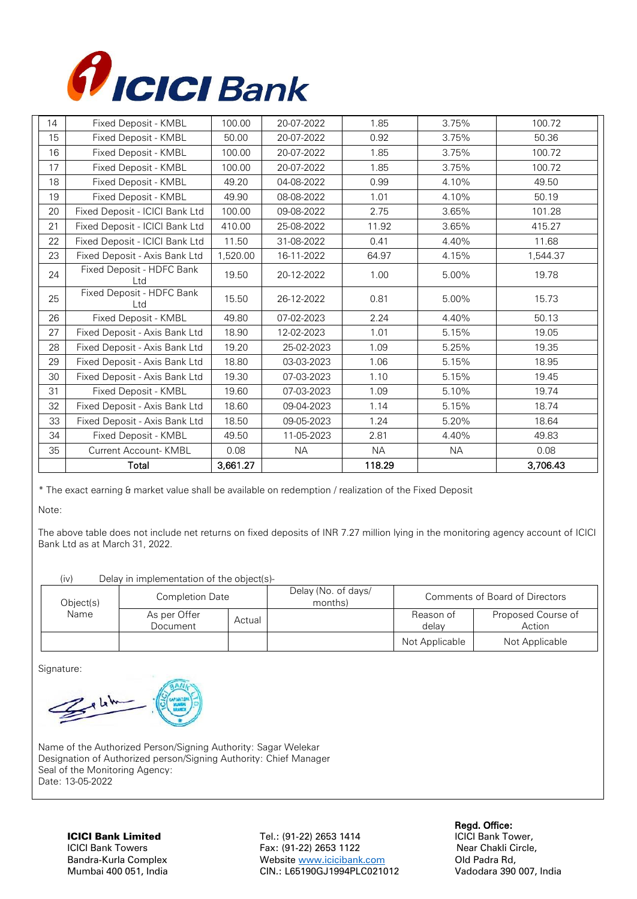| | | | | | | |
|---|---|---|---|---|---|---|
| 14 | Fixed Deposit - KMBL | 100.00 | 20-07-2022 | 1.85 | 3.75% | 100.72 |
| 15 | Fixed Deposit - KMBL | 50.00 | 20-07-2022 | 0.92 | 3.75% | 50.36 |
| 16 | Fixed Deposit - KMBL | 100.00 | 20-07-2022 | 1.85 | 3.75% | 100.72 |
| 17 | Fixed Deposit - KMBL | 100.00 | 20-07-2022 | 1.85 | 3.75% | 100.72 |
| 18 | Fixed Deposit - KMBL | 49.20 | 04-08-2022 | 0.99 | 4.10% | 49.50 |
| 19 | Fixed Deposit - KMBL | 49.90 | 08-08-2022 | 1.01 | 4.10% | 50.19 |
| 20 | Fixed Deposit - ICICI Bank Ltd | 100.00 | 09-08-2022 | 2.75 | 3.65% | 101.28 |
| 21 | Fixed Deposit - ICICI Bank Ltd | 410.00 | 25-08-2022 | 11.92 | 3.65% | 415.27 |
| 22 | Fixed Deposit - ICICI Bank Ltd | 11.50 | 31-08-2022 | 0.41 | 4.40% | 11.68 |
| 23 | Fixed Deposit - Axis Bank Ltd | 1,520.00 | 16-11-2022 | 64.97 | 4.15% | 1,544.37 |
| 24 | Fixed Deposit - HDFC Bank Ltd | 19.50 | 20-12-2022 | 1.00 | 5.00% | 19.78 |
| 25 | Fixed Deposit - HDFC Bank Ltd | 15.50 | 26-12-2022 | 0.81 | 5.00% | 15.73 |
| 26 | Fixed Deposit - KMBL | 49.80 | 07-02-2023 | 2.24 | 4.40% | 50.13 |
| 27 | Fixed Deposit - Axis Bank Ltd | 18.90 | 12-02-2023 | 1.01 | 5.15% | 19.05 |
| 28 | Fixed Deposit - Axis Bank Ltd | 19.20 | 25-02-2023 | 1.09 | 5.25% | 19.35 |
| 29 | Fixed Deposit - Axis Bank Ltd | 18.80 | 03-03-2023 | 1.06 | 5.15% | 18.95 |
| 30 | Fixed Deposit - Axis Bank Ltd | 19.30 | 07-03-2023 | 1.10 | 5.15% | 19.45 |
| 31 | Fixed Deposit - KMBL | 19.60 | 07-03-2023 | 1.09 | 5.10% | 19.74 |
| 32 | Fixed Deposit - Axis Bank Ltd | 18.60 | 09-04-2023 | 1.14 | 5.15% | 18.74 |
| 33 | Fixed Deposit - Axis Bank Ltd | 18.50 | 09-05-2023 | 1.24 | 5.20% | 18.64 |
| 34 | Fixed Deposit - KMBL | 49.50 | 11-05-2023 | 2.81 | 4.40% | 49.83 |
| 35 | Current Account- KMBL | 0.08 | NA | NA | NA | 0.08 |
| | **Total** | **3,661.27** | | **118.29** | | **3,706.43** |

* The exact earning & market value shall be available on redemption / realization of the Fixed Deposit

Note:

The above table does not include net returns on fixed deposits of INR 7.27 million lying in the monitoring agency account of ICICI Bank Ltd as at March 31, 2022.

(iv) Delay in implementation of the object(s)-

| Object(s) Name | Completion Date | | Delay (No. of days/ months) | Comments of Board of Directors | |
|---|---|---|---|---|---|
| | As per Offer Document | Actual | | Reason of delay | Proposed Course of Action |
| | | | | Not Applicable | Not Applicable |

Signature:

Name of the Authorized Person/Signing Authority: Sagar Welekar
Designation of Authorized person/Signing Authority: Chief Manager
Seal of the Monitoring Agency:
Date: 13-05-2022